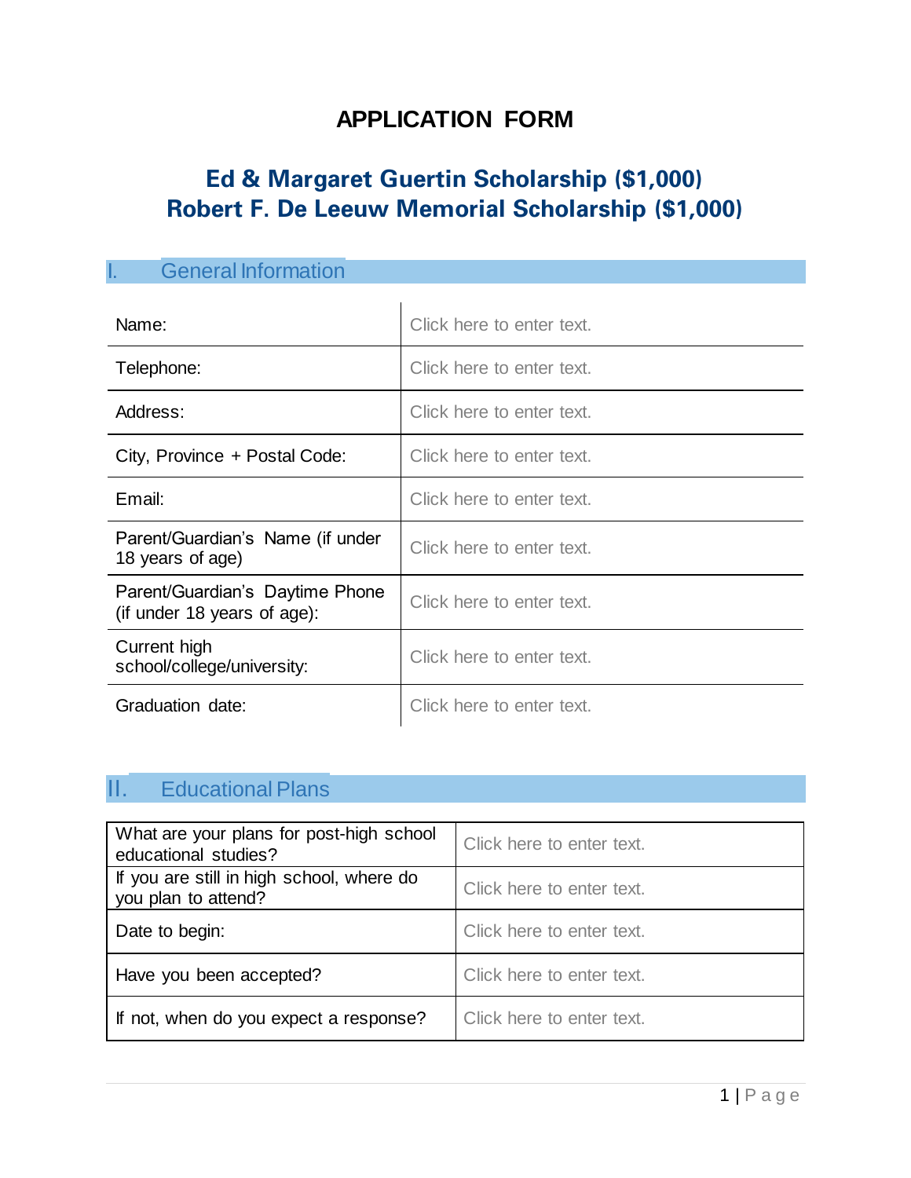# APPLICATION FORM

## Ed & Margaret Guertin Scholarship ($1,000)
## Robert F. De Leeuw Memorial Scholarship ($1,000)

### I. General Information

| | |
|---|---|
| Name: | Click here to enter text. |
| Telephone: | Click here to enter text. |
| Address: | Click here to enter text. |
| City, Province + Postal Code: | Click here to enter text. |
| Email: | Click here to enter text. |
| Parent/Guardian's Name (if under 18 years of age) | Click here to enter text. |
| Parent/Guardian's Daytime Phone (if under 18 years of age): | Click here to enter text. |
| Current high school/college/university: | Click here to enter text. |
| Graduation date: | Click here to enter text. |

### II. Educational Plans

| | |
|---|---|
| What are your plans for post-high school educational studies? | Click here to enter text. |
| If you are still in high school, where do you plan to attend? | Click here to enter text. |
| Date to begin: | Click here to enter text. |
| Have you been accepted? | Click here to enter text. |
| If not, when do you expect a response? | Click here to enter text. |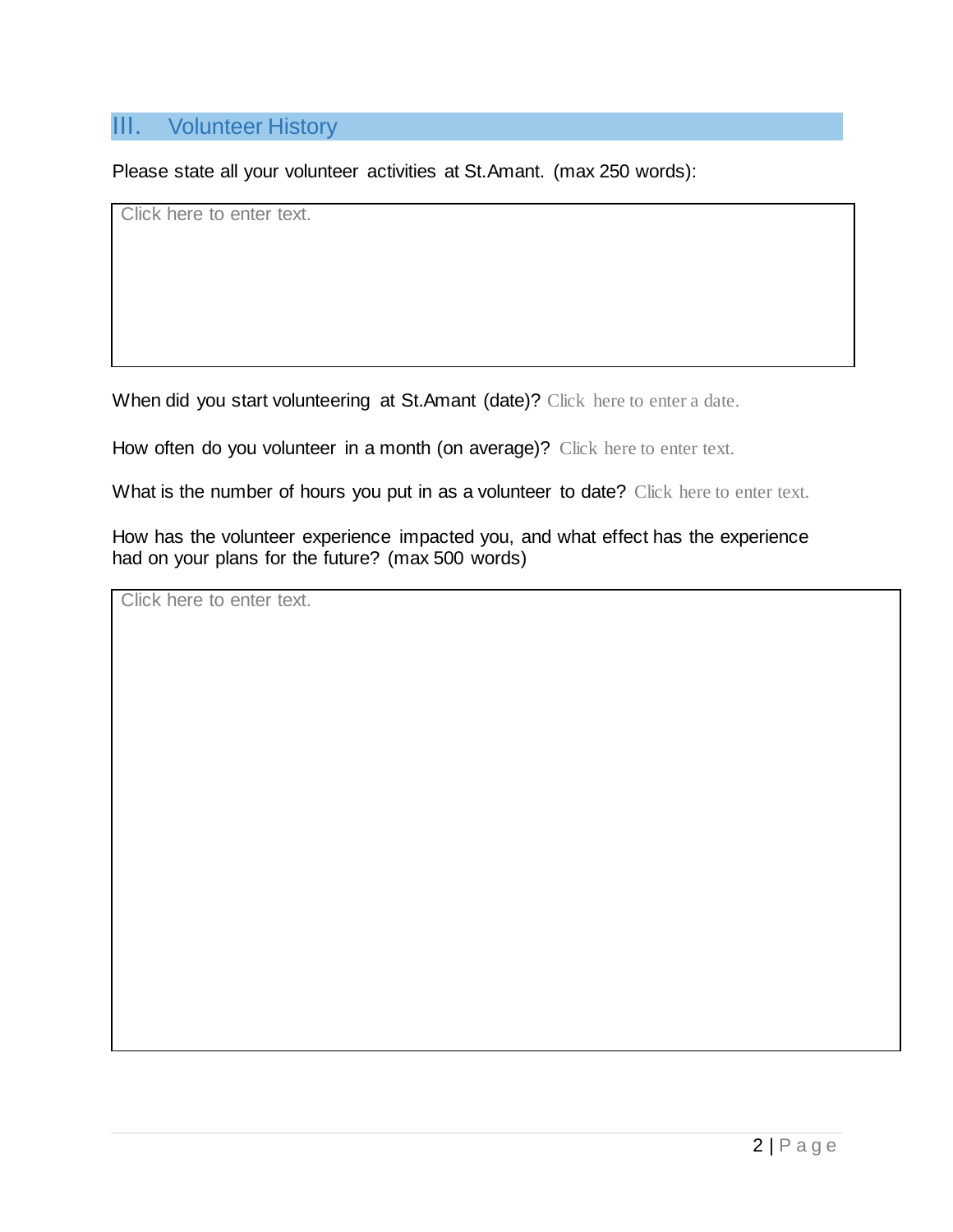## III. Volunteer History

Please state all your volunteer activities at St.Amant. (max 250 words):

Click here to enter text.

When did you start volunteering at St.Amant (date)? Click here to enter a date.

How often do you volunteer in a month (on average)? Click here to enter text.

What is the number of hours you put in as a volunteer to date? Click here to enter text.

How has the volunteer experience impacted you, and what effect has the experience had on your plans for the future? (max 500 words)

Click here to enter text.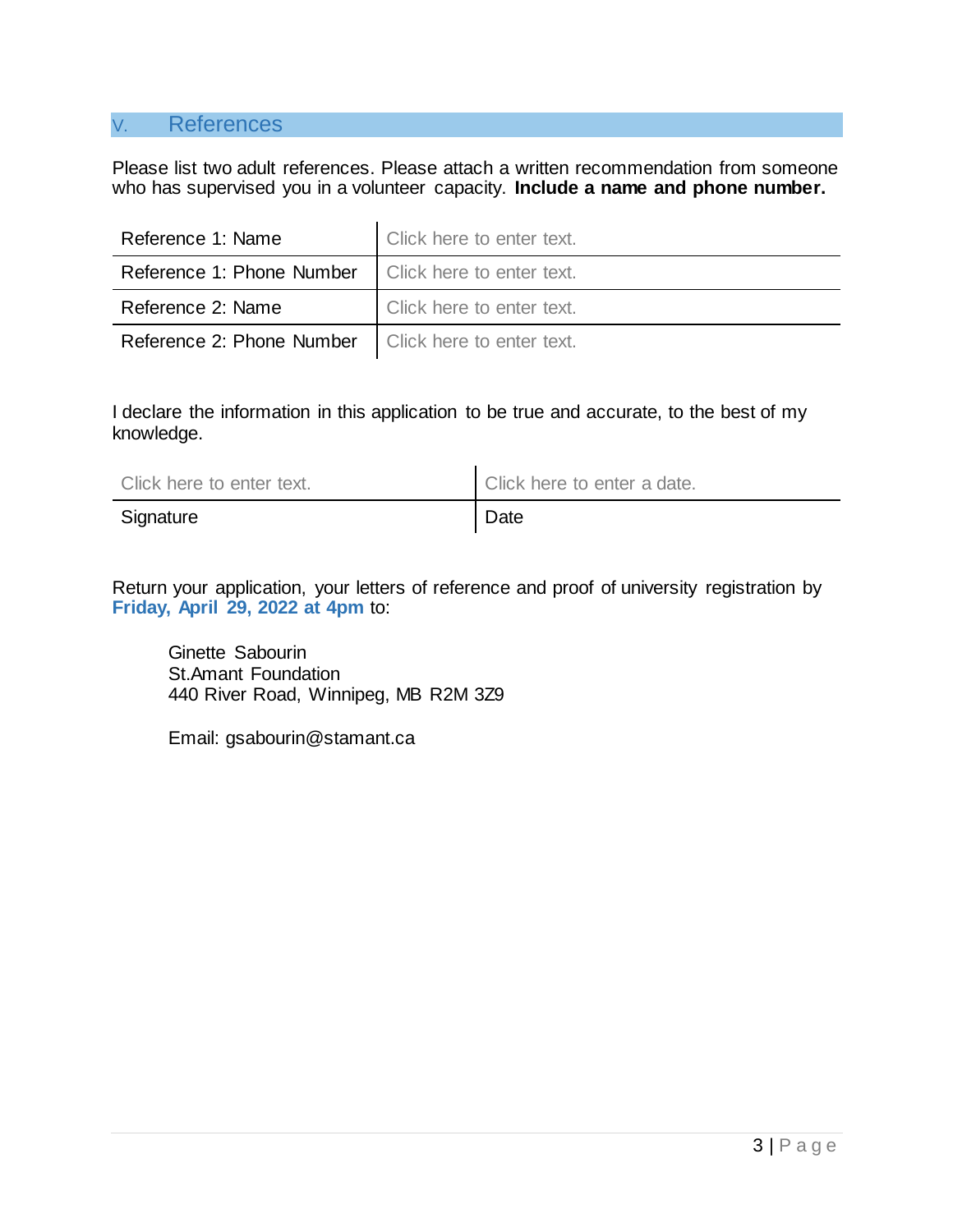## V. References

Please list two adult references. Please attach a written recommendation from someone who has supervised you in a volunteer capacity. **Include a name and phone number.**

| | |
|---|---|
| Reference 1: Name | Click here to enter text. |
| Reference 1: Phone Number | Click here to enter text. |
| Reference 2: Name | Click here to enter text. |
| Reference 2: Phone Number | Click here to enter text. |

I declare the information in this application to be true and accurate, to the best of my knowledge.

| | |
|---|---|
| Click here to enter text. | Click here to enter a date. |
| Signature | Date |

Return your application, your letters of reference and proof of university registration by **Friday, April 29, 2022 at 4pm** to:

Ginette Sabourin
St.Amant Foundation
440 River Road, Winnipeg, MB R2M 3Z9

Email: gsabourin@stamant.ca